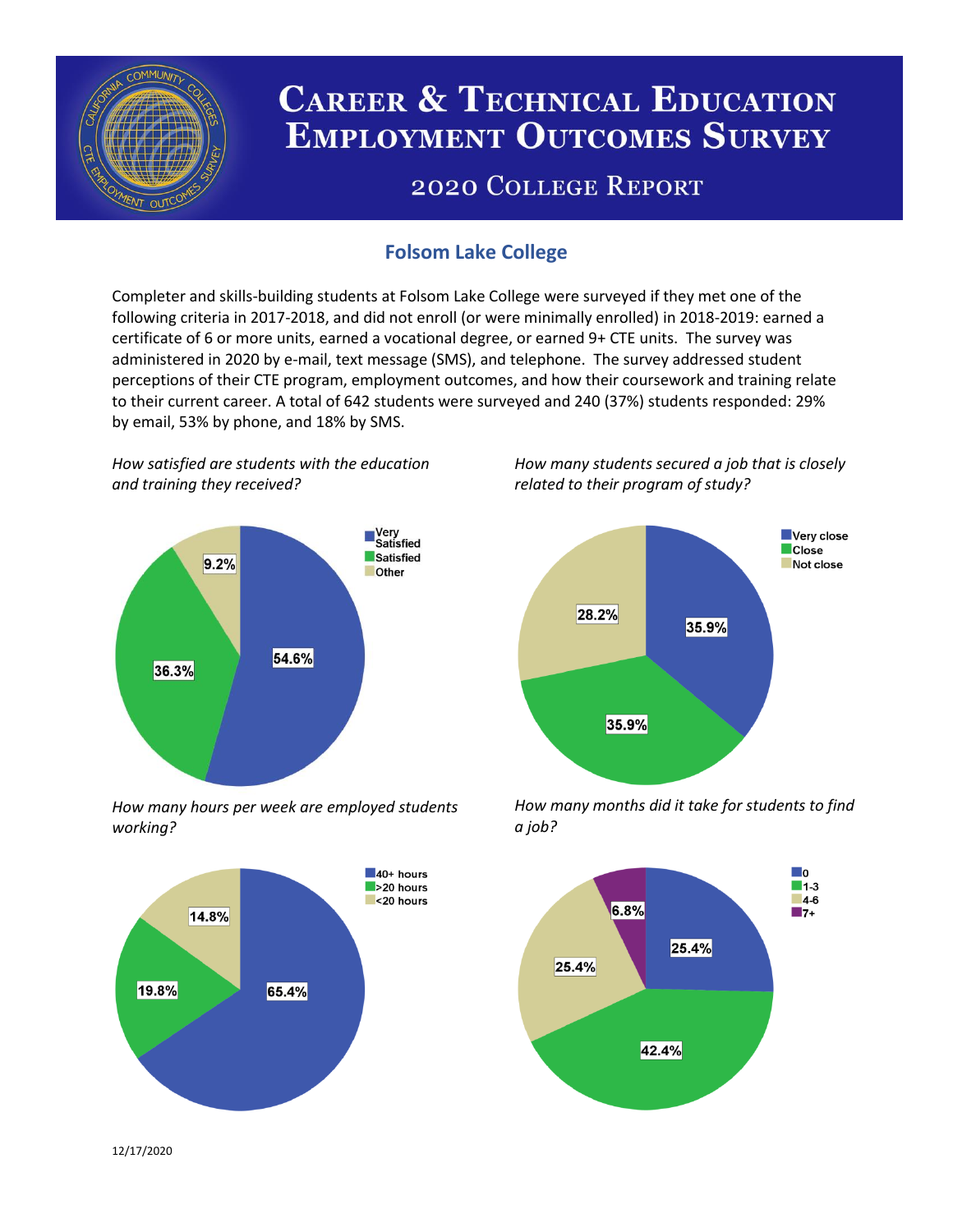# Career & Technical Education Employment Outcomes Survey

## 2020 College Report

### Folsom Lake College

Completer and skills-building students at Folsom Lake College were surveyed if they met one of the following criteria in 2017-2018, and did not enroll (or were minimally enrolled) in 2018-2019: earned a certificate of 6 or more units, earned a vocational degree, or earned 9+ CTE units. The survey was administered in 2020 by e-mail, text message (SMS), and telephone. The survey addressed student perceptions of their CTE program, employment outcomes, and how their coursework and training relate to their current career. A total of 642 students were surveyed and 240 (37%) students responded: 29% by email, 53% by phone, and 18% by SMS.

*How satisfied are students with the education and training they received?*

| Response | Percent |
|---|---|
| Very Satisfied | 54.6% |
| Satisfied | 36.3% |
| Other | 9.2% |

*How many students secured a job that is closely related to their program of study?*

| Response | Percent |
|---|---|
| Very close | 35.9% |
| Close | 35.9% |
| Not close | 28.2% |

*How many hours per week are employed students working?*

| Response | Percent |
|---|---|
| 40+ hours | 65.4% |
| >20 hours | 19.8% |
| <20 hours | 14.8% |

*How many months did it take for students to find a job?*

| Months | Percent |
|---|---|
| 0 | 25.4% |
| 1-3 | 42.4% |
| 4-6 | 25.4% |
| 7+ | 6.8% |

12/17/2020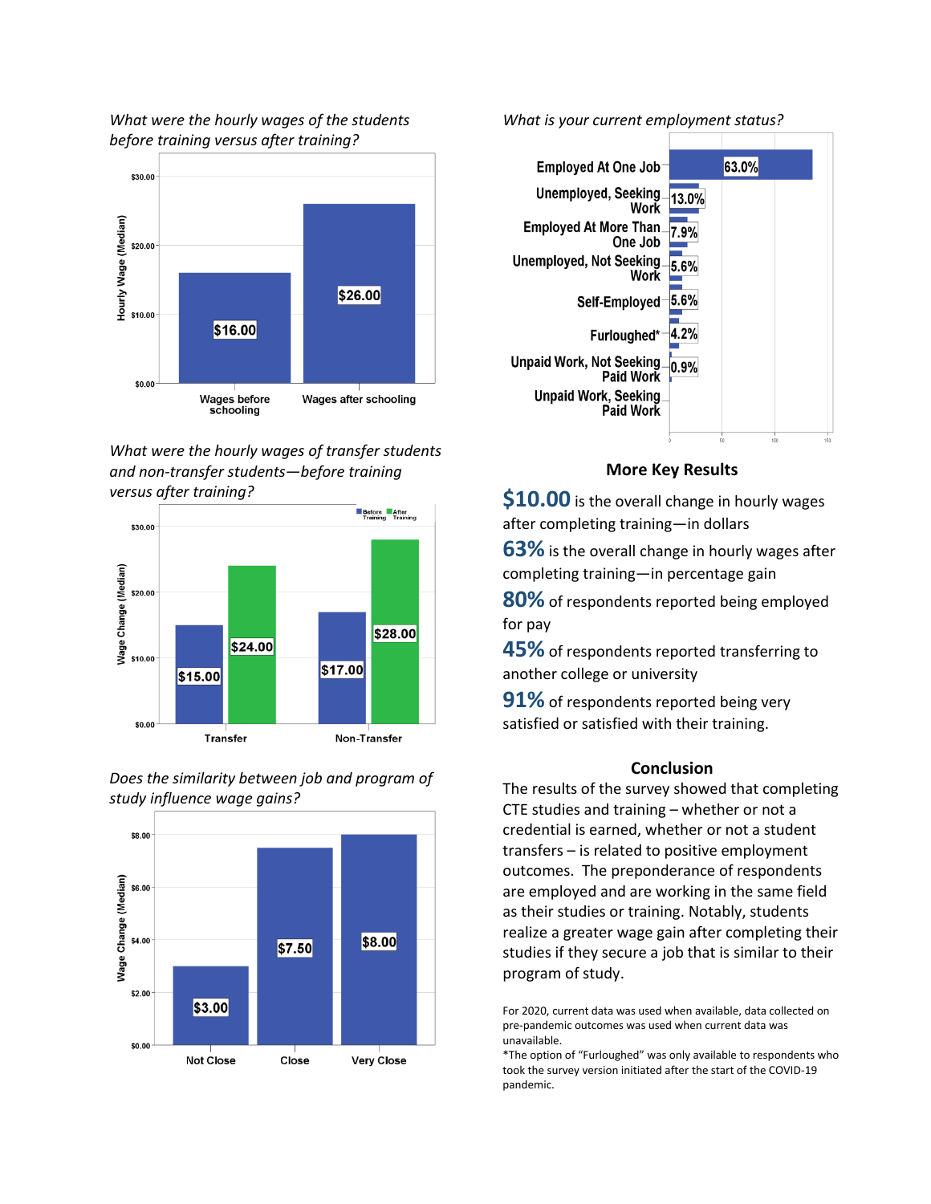*What were the hourly wages of the students before training versus after training?*

Hourly Wage (Median)

$30.00
$20.00
$10.00
$0.00

$16.00
$26.00

Wages before schooling
Wages after schooling

*What were the hourly wages of transfer students and non-transfer students—before training versus after training?*

Before Training
After Training

Wage Change (Median)

$30.00
$20.00
$10.00
$0.00

$15.00
$24.00
$17.00
$28.00

Transfer
Non-Transfer

*Does the similarity between job and program of study influence wage gains?*

Wage Change (Median)

$8.00
$6.00
$4.00
$2.00
$0.00

$3.00
$7.50
$8.00

Not Close
Close
Very Close

*What is your current employment status?*

Employed At One Job 63.0%
Unemployed, Seeking Work 13.0%
Employed At More Than One Job 7.9%
Unemployed, Not Seeking Work 5.6%
Self-Employed 5.6%
Furloughed* 4.2%
Unpaid Work, Not Seeking Paid Work 0.9%
Unpaid Work, Seeking Paid Work

0
50
100
150

## More Key Results

**$10.00** is the overall change in hourly wages after completing training—in dollars

**63%** is the overall change in hourly wages after completing training—in percentage gain

**80%** of respondents reported being employed for pay

**45%** of respondents reported transferring to another college or university

**91%** of respondents reported being very satisfied or satisfied with their training.

## Conclusion

The results of the survey showed that completing CTE studies and training – whether or not a credential is earned, whether or not a student transfers – is related to positive employment outcomes. The preponderance of respondents are employed and are working in the same field as their studies or training. Notably, students realize a greater wage gain after completing their studies if they secure a job that is similar to their program of study.

For 2020, current data was used when available, data collected on pre-pandemic outcomes was used when current data was unavailable.

*The option of "Furloughed" was only available to respondents who took the survey version initiated after the start of the COVID-19 pandemic.